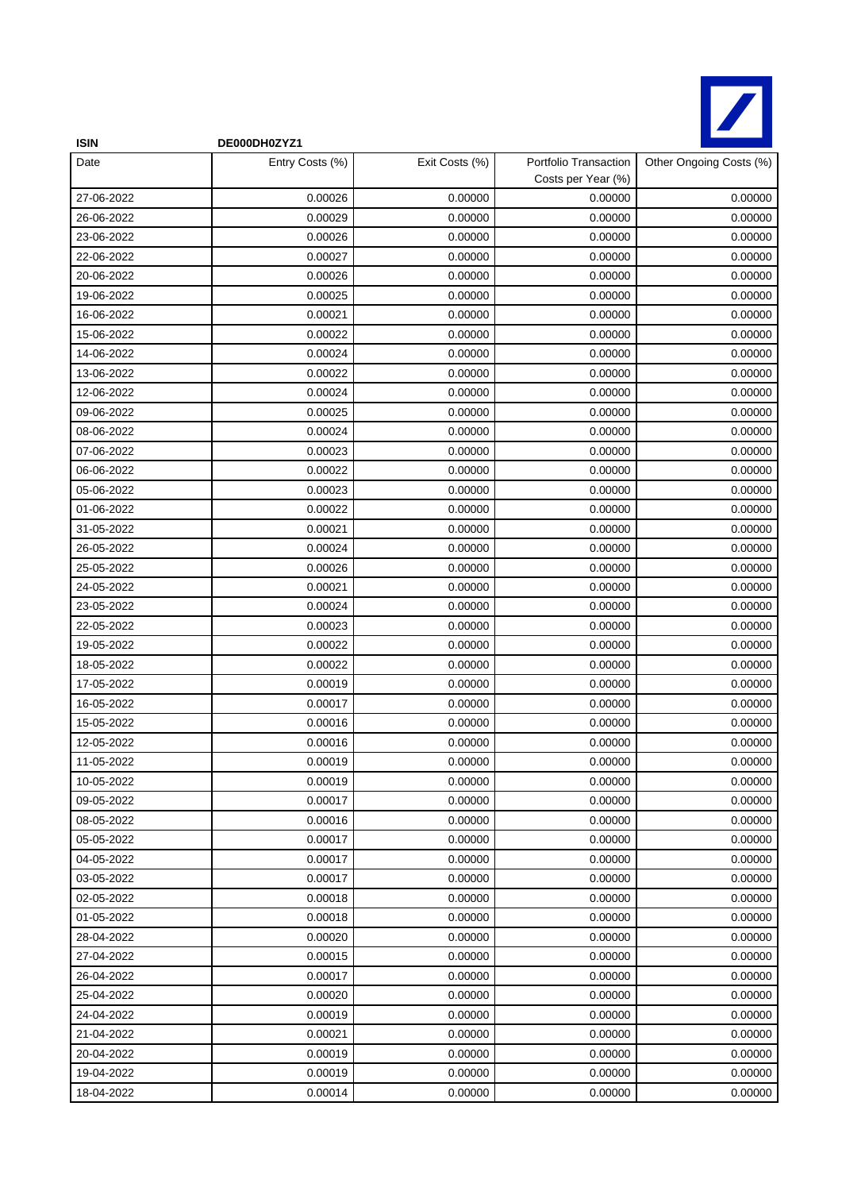| ISIN | DE000DH0ZYZ1 | | | |
|---|---|---|---|---|
| Date | Entry Costs (%) | Exit Costs (%) | Portfolio Transaction Costs per Year (%) | Other Ongoing Costs (%) |
| 27-06-2022 | 0.00026 | 0.00000 | 0.00000 | 0.00000 |
| 26-06-2022 | 0.00029 | 0.00000 | 0.00000 | 0.00000 |
| 23-06-2022 | 0.00026 | 0.00000 | 0.00000 | 0.00000 |
| 22-06-2022 | 0.00027 | 0.00000 | 0.00000 | 0.00000 |
| 20-06-2022 | 0.00026 | 0.00000 | 0.00000 | 0.00000 |
| 19-06-2022 | 0.00025 | 0.00000 | 0.00000 | 0.00000 |
| 16-06-2022 | 0.00021 | 0.00000 | 0.00000 | 0.00000 |
| 15-06-2022 | 0.00022 | 0.00000 | 0.00000 | 0.00000 |
| 14-06-2022 | 0.00024 | 0.00000 | 0.00000 | 0.00000 |
| 13-06-2022 | 0.00022 | 0.00000 | 0.00000 | 0.00000 |
| 12-06-2022 | 0.00024 | 0.00000 | 0.00000 | 0.00000 |
| 09-06-2022 | 0.00025 | 0.00000 | 0.00000 | 0.00000 |
| 08-06-2022 | 0.00024 | 0.00000 | 0.00000 | 0.00000 |
| 07-06-2022 | 0.00023 | 0.00000 | 0.00000 | 0.00000 |
| 06-06-2022 | 0.00022 | 0.00000 | 0.00000 | 0.00000 |
| 05-06-2022 | 0.00023 | 0.00000 | 0.00000 | 0.00000 |
| 01-06-2022 | 0.00022 | 0.00000 | 0.00000 | 0.00000 |
| 31-05-2022 | 0.00021 | 0.00000 | 0.00000 | 0.00000 |
| 26-05-2022 | 0.00024 | 0.00000 | 0.00000 | 0.00000 |
| 25-05-2022 | 0.00026 | 0.00000 | 0.00000 | 0.00000 |
| 24-05-2022 | 0.00021 | 0.00000 | 0.00000 | 0.00000 |
| 23-05-2022 | 0.00024 | 0.00000 | 0.00000 | 0.00000 |
| 22-05-2022 | 0.00023 | 0.00000 | 0.00000 | 0.00000 |
| 19-05-2022 | 0.00022 | 0.00000 | 0.00000 | 0.00000 |
| 18-05-2022 | 0.00022 | 0.00000 | 0.00000 | 0.00000 |
| 17-05-2022 | 0.00019 | 0.00000 | 0.00000 | 0.00000 |
| 16-05-2022 | 0.00017 | 0.00000 | 0.00000 | 0.00000 |
| 15-05-2022 | 0.00016 | 0.00000 | 0.00000 | 0.00000 |
| 12-05-2022 | 0.00016 | 0.00000 | 0.00000 | 0.00000 |
| 11-05-2022 | 0.00019 | 0.00000 | 0.00000 | 0.00000 |
| 10-05-2022 | 0.00019 | 0.00000 | 0.00000 | 0.00000 |
| 09-05-2022 | 0.00017 | 0.00000 | 0.00000 | 0.00000 |
| 08-05-2022 | 0.00016 | 0.00000 | 0.00000 | 0.00000 |
| 05-05-2022 | 0.00017 | 0.00000 | 0.00000 | 0.00000 |
| 04-05-2022 | 0.00017 | 0.00000 | 0.00000 | 0.00000 |
| 03-05-2022 | 0.00017 | 0.00000 | 0.00000 | 0.00000 |
| 02-05-2022 | 0.00018 | 0.00000 | 0.00000 | 0.00000 |
| 01-05-2022 | 0.00018 | 0.00000 | 0.00000 | 0.00000 |
| 28-04-2022 | 0.00020 | 0.00000 | 0.00000 | 0.00000 |
| 27-04-2022 | 0.00015 | 0.00000 | 0.00000 | 0.00000 |
| 26-04-2022 | 0.00017 | 0.00000 | 0.00000 | 0.00000 |
| 25-04-2022 | 0.00020 | 0.00000 | 0.00000 | 0.00000 |
| 24-04-2022 | 0.00019 | 0.00000 | 0.00000 | 0.00000 |
| 21-04-2022 | 0.00021 | 0.00000 | 0.00000 | 0.00000 |
| 20-04-2022 | 0.00019 | 0.00000 | 0.00000 | 0.00000 |
| 19-04-2022 | 0.00019 | 0.00000 | 0.00000 | 0.00000 |
| 18-04-2022 | 0.00014 | 0.00000 | 0.00000 | 0.00000 |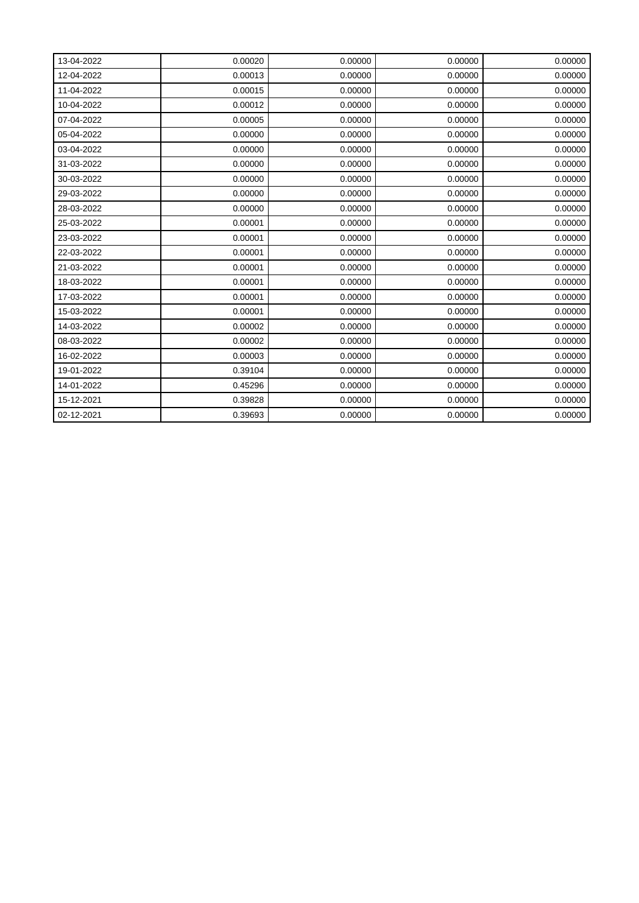| | | | | |
|---|---|---|---|---|
| 13-04-2022 | 0.00020 | 0.00000 | 0.00000 | 0.00000 |
| 12-04-2022 | 0.00013 | 0.00000 | 0.00000 | 0.00000 |
| 11-04-2022 | 0.00015 | 0.00000 | 0.00000 | 0.00000 |
| 10-04-2022 | 0.00012 | 0.00000 | 0.00000 | 0.00000 |
| 07-04-2022 | 0.00005 | 0.00000 | 0.00000 | 0.00000 |
| 05-04-2022 | 0.00000 | 0.00000 | 0.00000 | 0.00000 |
| 03-04-2022 | 0.00000 | 0.00000 | 0.00000 | 0.00000 |
| 31-03-2022 | 0.00000 | 0.00000 | 0.00000 | 0.00000 |
| 30-03-2022 | 0.00000 | 0.00000 | 0.00000 | 0.00000 |
| 29-03-2022 | 0.00000 | 0.00000 | 0.00000 | 0.00000 |
| 28-03-2022 | 0.00000 | 0.00000 | 0.00000 | 0.00000 |
| 25-03-2022 | 0.00001 | 0.00000 | 0.00000 | 0.00000 |
| 23-03-2022 | 0.00001 | 0.00000 | 0.00000 | 0.00000 |
| 22-03-2022 | 0.00001 | 0.00000 | 0.00000 | 0.00000 |
| 21-03-2022 | 0.00001 | 0.00000 | 0.00000 | 0.00000 |
| 18-03-2022 | 0.00001 | 0.00000 | 0.00000 | 0.00000 |
| 17-03-2022 | 0.00001 | 0.00000 | 0.00000 | 0.00000 |
| 15-03-2022 | 0.00001 | 0.00000 | 0.00000 | 0.00000 |
| 14-03-2022 | 0.00002 | 0.00000 | 0.00000 | 0.00000 |
| 08-03-2022 | 0.00002 | 0.00000 | 0.00000 | 0.00000 |
| 16-02-2022 | 0.00003 | 0.00000 | 0.00000 | 0.00000 |
| 19-01-2022 | 0.39104 | 0.00000 | 0.00000 | 0.00000 |
| 14-01-2022 | 0.45296 | 0.00000 | 0.00000 | 0.00000 |
| 15-12-2021 | 0.39828 | 0.00000 | 0.00000 | 0.00000 |
| 02-12-2021 | 0.39693 | 0.00000 | 0.00000 | 0.00000 |